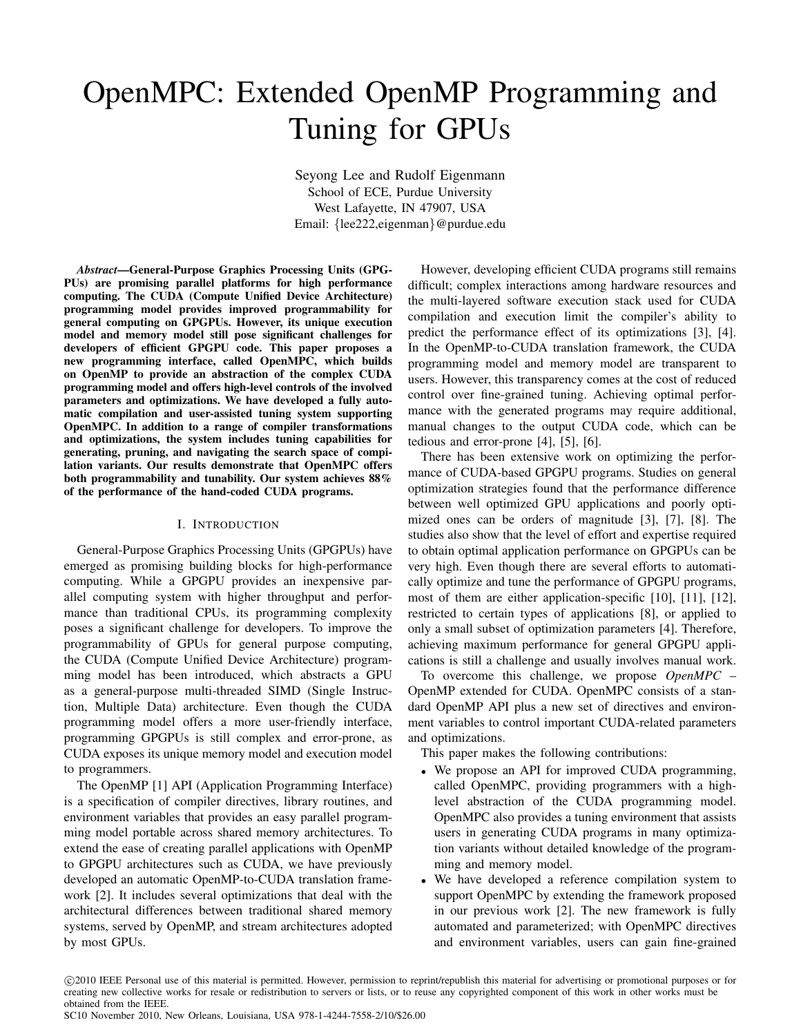# OpenMPC: Extended OpenMP Programming and Tuning for GPUs

Seyong Lee and Rudolf Eigenmann  
School of ECE, Purdue University  
West Lafayette, IN 47907, USA  
Email: {lee222,eigenman}@purdue.edu

***Abstract*—General-Purpose Graphics Processing Units (GPGPUs) are promising parallel platforms for high performance computing. The CUDA (Compute Unified Device Architecture) programming model provides improved programmability for general computing on GPGPUs. However, its unique execution model and memory model still pose significant challenges for developers of efficient GPGPU code. This paper proposes a new programming interface, called OpenMPC, which builds on OpenMP to provide an abstraction of the complex CUDA programming model and offers high-level controls of the involved parameters and optimizations. We have developed a fully automatic compilation and user-assisted tuning system supporting OpenMPC. In addition to a range of compiler transformations and optimizations, the system includes tuning capabilities for generating, pruning, and navigating the search space of compilation variants. Our results demonstrate that OpenMPC offers both programmability and tunability. Our system achieves 88% of the performance of the hand-coded CUDA programs.**

## I. Introduction

General-Purpose Graphics Processing Units (GPGPUs) have emerged as promising building blocks for high-performance computing. While a GPGPU provides an inexpensive parallel computing system with higher throughput and performance than traditional CPUs, its programming complexity poses a significant challenge for developers. To improve the programmability of GPUs for general purpose computing, the CUDA (Compute Unified Device Architecture) programming model has been introduced, which abstracts a GPU as a general-purpose multi-threaded SIMD (Single Instruction, Multiple Data) architecture. Even though the CUDA programming model offers a more user-friendly interface, programming GPGPUs is still complex and error-prone, as CUDA exposes its unique memory model and execution model to programmers.

The OpenMP [1] API (Application Programming Interface) is a specification of compiler directives, library routines, and environment variables that provides an easy parallel programming model portable across shared memory architectures. To extend the ease of creating parallel applications with OpenMP to GPGPU architectures such as CUDA, we have previously developed an automatic OpenMP-to-CUDA translation framework [2]. It includes several optimizations that deal with the architectural differences between traditional shared memory systems, served by OpenMP, and stream architectures adopted by most GPUs.

However, developing efficient CUDA programs still remains difficult; complex interactions among hardware resources and the multi-layered software execution stack used for CUDA compilation and execution limit the compiler's ability to predict the performance effect of its optimizations [3], [4]. In the OpenMP-to-CUDA translation framework, the CUDA programming model and memory model are transparent to users. However, this transparency comes at the cost of reduced control over fine-grained tuning. Achieving optimal performance with the generated programs may require additional, manual changes to the output CUDA code, which can be tedious and error-prone [4], [5], [6].

There has been extensive work on optimizing the performance of CUDA-based GPGPU programs. Studies on general optimization strategies found that the performance difference between well optimized GPU applications and poorly optimized ones can be orders of magnitude [3], [7], [8]. The studies also show that the level of effort and expertise required to obtain optimal application performance on GPGPUs can be very high. Even though there are several efforts to automatically optimize and tune the performance of GPGPU programs, most of them are either application-specific [10], [11], [12], restricted to certain types of applications [8], or applied to only a small subset of optimization parameters [4]. Therefore, achieving maximum performance for general GPGPU applications is still a challenge and usually involves manual work.

To overcome this challenge, we propose *OpenMPC* – OpenMP extended for CUDA. OpenMPC consists of a standard OpenMP API plus a new set of directives and environment variables to control important CUDA-related parameters and optimizations.

This paper makes the following contributions:

- We propose an API for improved CUDA programming, called OpenMPC, providing programmers with a high-level abstraction of the CUDA programming model. OpenMPC also provides a tuning environment that assists users in generating CUDA programs in many optimization variants without detailed knowledge of the programming and memory model.
- We have developed a reference compilation system to support OpenMPC by extending the framework proposed in our previous work [2]. The new framework is fully automated and parameterized; with OpenMPC directives and environment variables, users can gain fine-grained

©2010 IEEE Personal use of this material is permitted. However, permission to reprint/republish this material for advertising or promotional purposes or for creating new collective works for resale or redistribution to servers or lists, or to reuse any copyrighted component of this work in other works must be obtained from the IEEE.  
SC10 November 2010, New Orleans, Louisiana, USA 978-1-4244-7558-2/10/$26.00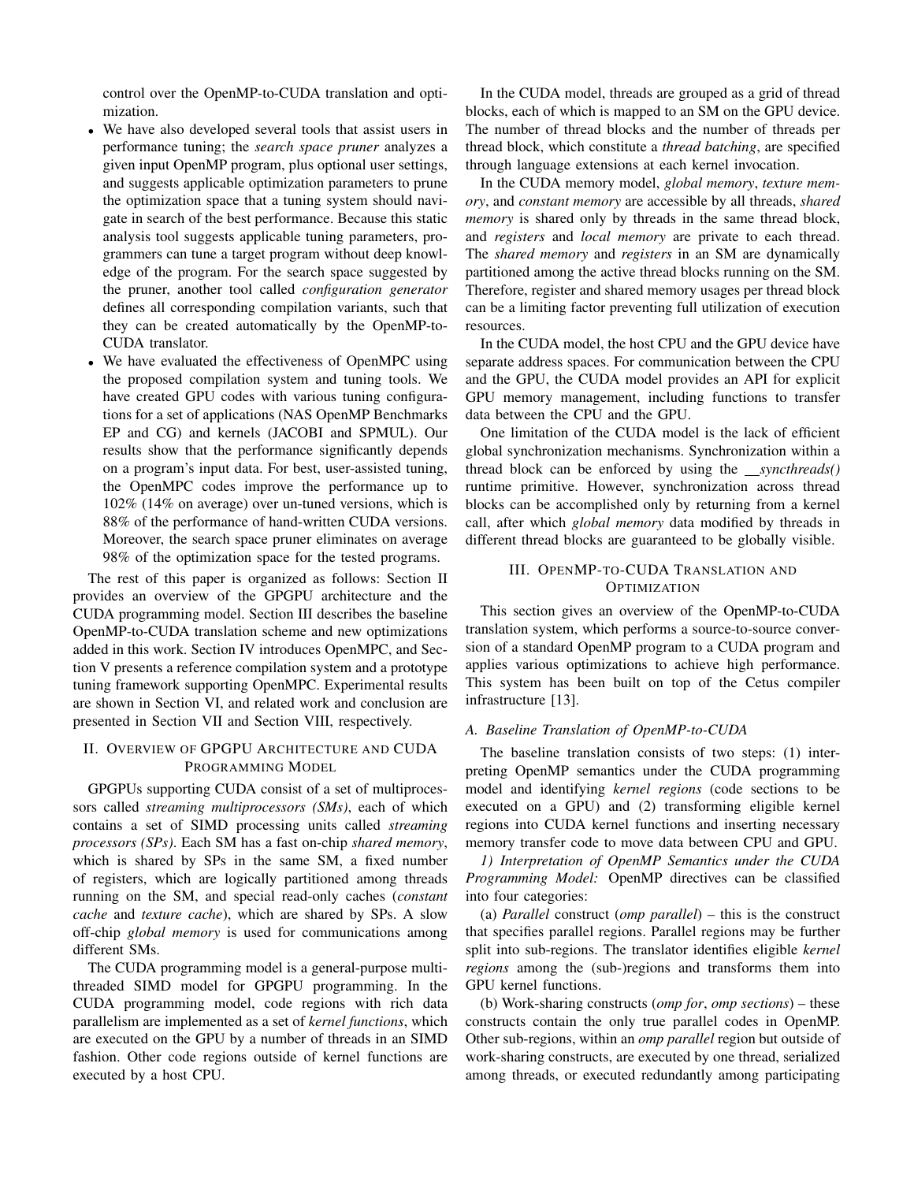control over the OpenMP-to-CUDA translation and optimization.

- We have also developed several tools that assist users in performance tuning; the *search space pruner* analyzes a given input OpenMP program, plus optional user settings, and suggests applicable optimization parameters to prune the optimization space that a tuning system should navigate in search of the best performance. Because this static analysis tool suggests applicable tuning parameters, programmers can tune a target program without deep knowledge of the program. For the search space suggested by the pruner, another tool called *configuration generator* defines all corresponding compilation variants, such that they can be created automatically by the OpenMP-to-CUDA translator.
- We have evaluated the effectiveness of OpenMPC using the proposed compilation system and tuning tools. We have created GPU codes with various tuning configurations for a set of applications (NAS OpenMP Benchmarks EP and CG) and kernels (JACOBI and SPMUL). Our results show that the performance significantly depends on a program's input data. For best, user-assisted tuning, the OpenMPC codes improve the performance up to 102% (14% on average) over un-tuned versions, which is 88% of the performance of hand-written CUDA versions. Moreover, the search space pruner eliminates on average 98% of the optimization space for the tested programs.

The rest of this paper is organized as follows: Section II provides an overview of the GPGPU architecture and the CUDA programming model. Section III describes the baseline OpenMP-to-CUDA translation scheme and new optimizations added in this work. Section IV introduces OpenMPC, and Section V presents a reference compilation system and a prototype tuning framework supporting OpenMPC. Experimental results are shown in Section VI, and related work and conclusion are presented in Section VII and Section VIII, respectively.

## II. Overview of GPGPU Architecture and CUDA Programming Model

GPGPUs supporting CUDA consist of a set of multiprocessors called *streaming multiprocessors (SMs)*, each of which contains a set of SIMD processing units called *streaming processors (SPs)*. Each SM has a fast on-chip *shared memory*, which is shared by SPs in the same SM, a fixed number of registers, which are logically partitioned among threads running on the SM, and special read-only caches (*constant cache* and *texture cache*), which are shared by SPs. A slow off-chip *global memory* is used for communications among different SMs.

The CUDA programming model is a general-purpose multi-threaded SIMD model for GPGPU programming. In the CUDA programming model, code regions with rich data parallelism are implemented as a set of *kernel functions*, which are executed on the GPU by a number of threads in an SIMD fashion. Other code regions outside of kernel functions are executed by a host CPU.

In the CUDA model, threads are grouped as a grid of thread blocks, each of which is mapped to an SM on the GPU device. The number of thread blocks and the number of threads per thread block, which constitute a *thread batching*, are specified through language extensions at each kernel invocation.

In the CUDA memory model, *global memory*, *texture memory*, and *constant memory* are accessible by all threads, *shared memory* is shared only by threads in the same thread block, and *registers* and *local memory* are private to each thread. The *shared memory* and *registers* in an SM are dynamically partitioned among the active thread blocks running on the SM. Therefore, register and shared memory usages per thread block can be a limiting factor preventing full utilization of execution resources.

In the CUDA model, the host CPU and the GPU device have separate address spaces. For communication between the CPU and the GPU, the CUDA model provides an API for explicit GPU memory management, including functions to transfer data between the CPU and the GPU.

One limitation of the CUDA model is the lack of efficient global synchronization mechanisms. Synchronization within a thread block can be enforced by using the *__syncthreads()* runtime primitive. However, synchronization across thread blocks can be accomplished only by returning from a kernel call, after which *global memory* data modified by threads in different thread blocks are guaranteed to be globally visible.

## III. OpenMP-to-CUDA Translation and Optimization

This section gives an overview of the OpenMP-to-CUDA translation system, which performs a source-to-source conversion of a standard OpenMP program to a CUDA program and applies various optimizations to achieve high performance. This system has been built on top of the Cetus compiler infrastructure [13].

### A. Baseline Translation of OpenMP-to-CUDA

The baseline translation consists of two steps: (1) interpreting OpenMP semantics under the CUDA programming model and identifying *kernel regions* (code sections to be executed on a GPU) and (2) transforming eligible kernel regions into CUDA kernel functions and inserting necessary memory transfer code to move data between CPU and GPU.

*1) Interpretation of OpenMP Semantics under the CUDA Programming Model:* OpenMP directives can be classified into four categories:

(a) *Parallel* construct (*omp parallel*) – this is the construct that specifies parallel regions. Parallel regions may be further split into sub-regions. The translator identifies eligible *kernel regions* among the (sub-)regions and transforms them into GPU kernel functions.

(b) Work-sharing constructs (*omp for*, *omp sections*) – these constructs contain the only true parallel codes in OpenMP. Other sub-regions, within an *omp parallel* region but outside of work-sharing constructs, are executed by one thread, serialized among threads, or executed redundantly among participating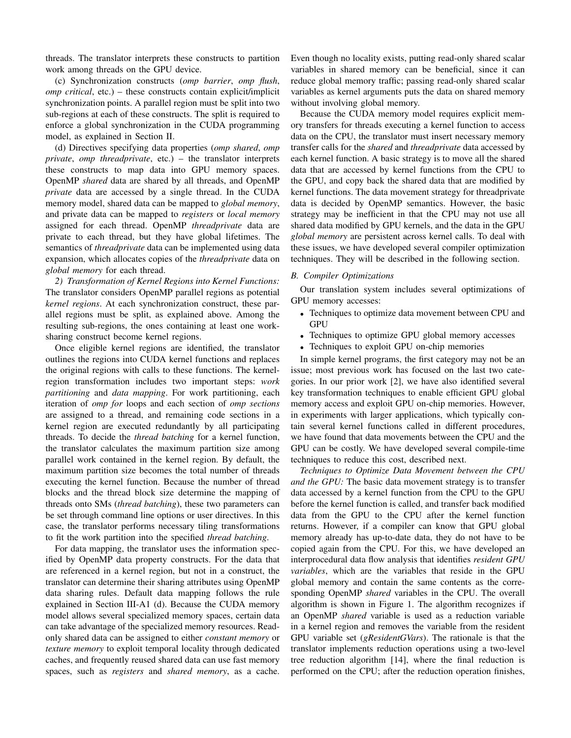threads. The translator interprets these constructs to partition work among threads on the GPU device.

(c) Synchronization constructs (*omp barrier*, *omp flush*, *omp critical*, etc.) – these constructs contain explicit/implicit synchronization points. A parallel region must be split into two sub-regions at each of these constructs. The split is required to enforce a global synchronization in the CUDA programming model, as explained in Section II.

(d) Directives specifying data properties (*omp shared*, *omp private*, *omp threadprivate*, etc.) – the translator interprets these constructs to map data into GPU memory spaces. OpenMP *shared* data are shared by all threads, and OpenMP *private* data are accessed by a single thread. In the CUDA memory model, shared data can be mapped to *global memory*, and private data can be mapped to *registers* or *local memory* assigned for each thread. OpenMP *threadprivate* data are private to each thread, but they have global lifetimes. The semantics of *threadprivate* data can be implemented using data expansion, which allocates copies of the *threadprivate* data on *global memory* for each thread.

*2) Transformation of Kernel Regions into Kernel Functions:* The translator considers OpenMP parallel regions as potential *kernel regions*. At each synchronization construct, these parallel regions must be split, as explained above. Among the resulting sub-regions, the ones containing at least one work-sharing construct become kernel regions.

Once eligible kernel regions are identified, the translator outlines the regions into CUDA kernel functions and replaces the original regions with calls to these functions. The kernel-region transformation includes two important steps: *work partitioning* and *data mapping*. For work partitioning, each iteration of *omp for* loops and each section of *omp sections* are assigned to a thread, and remaining code sections in a kernel region are executed redundantly by all participating threads. To decide the *thread batching* for a kernel function, the translator calculates the maximum partition size among parallel work contained in the kernel region. By default, the maximum partition size becomes the total number of threads executing the kernel function. Because the number of thread blocks and the thread block size determine the mapping of threads onto SMs (*thread batching*), these two parameters can be set through command line options or user directives. In this case, the translator performs necessary tiling transformations to fit the work partition into the specified *thread batching*.

For data mapping, the translator uses the information specified by OpenMP data property constructs. For the data that are referenced in a kernel region, but not in a construct, the translator can determine their sharing attributes using OpenMP data sharing rules. Default data mapping follows the rule explained in Section III-A1 (d). Because the CUDA memory model allows several specialized memory spaces, certain data can take advantage of the specialized memory resources. Read-only shared data can be assigned to either *constant memory* or *texture memory* to exploit temporal locality through dedicated caches, and frequently reused shared data can use fast memory spaces, such as *registers* and *shared memory*, as a cache. Even though no locality exists, putting read-only shared scalar variables in shared memory can be beneficial, since it can reduce global memory traffic; passing read-only shared scalar variables as kernel arguments puts the data on shared memory without involving global memory.

Because the CUDA memory model requires explicit memory transfers for threads executing a kernel function to access data on the CPU, the translator must insert necessary memory transfer calls for the *shared* and *threadprivate* data accessed by each kernel function. A basic strategy is to move all the shared data that are accessed by kernel functions from the CPU to the GPU, and copy back the shared data that are modified by kernel functions. The data movement strategy for threadprivate data is decided by OpenMP semantics. However, the basic strategy may be inefficient in that the CPU may not use all shared data modified by GPU kernels, and the data in the GPU *global memory* are persistent across kernel calls. To deal with these issues, we have developed several compiler optimization techniques. They will be described in the following section.

### B. Compiler Optimizations

Our translation system includes several optimizations of GPU memory accesses:

- Techniques to optimize data movement between CPU and GPU
- Techniques to optimize GPU global memory accesses
- Techniques to exploit GPU on-chip memories

In simple kernel programs, the first category may not be an issue; most previous work has focused on the last two categories. In our prior work [2], we have also identified several key transformation techniques to enable efficient GPU global memory access and exploit GPU on-chip memories. However, in experiments with larger applications, which typically contain several kernel functions called in different procedures, we have found that data movements between the CPU and the GPU can be costly. We have developed several compile-time techniques to reduce this cost, described next.

*Techniques to Optimize Data Movement between the CPU and the GPU:* The basic data movement strategy is to transfer data accessed by a kernel function from the CPU to the GPU before the kernel function is called, and transfer back modified data from the GPU to the CPU after the kernel function returns. However, if a compiler can know that GPU global memory already has up-to-date data, they do not have to be copied again from the CPU. For this, we have developed an interprocedural data flow analysis that identifies *resident GPU variables*, which are the variables that reside in the GPU global memory and contain the same contents as the corresponding OpenMP *shared* variables in the CPU. The overall algorithm is shown in Figure 1. The algorithm recognizes if an OpenMP *shared* variable is used as a reduction variable in a kernel region and removes the variable from the resident GPU variable set (*gResidentGVars*). The rationale is that the translator implements reduction operations using a two-level tree reduction algorithm [14], where the final reduction is performed on the CPU; after the reduction operation finishes,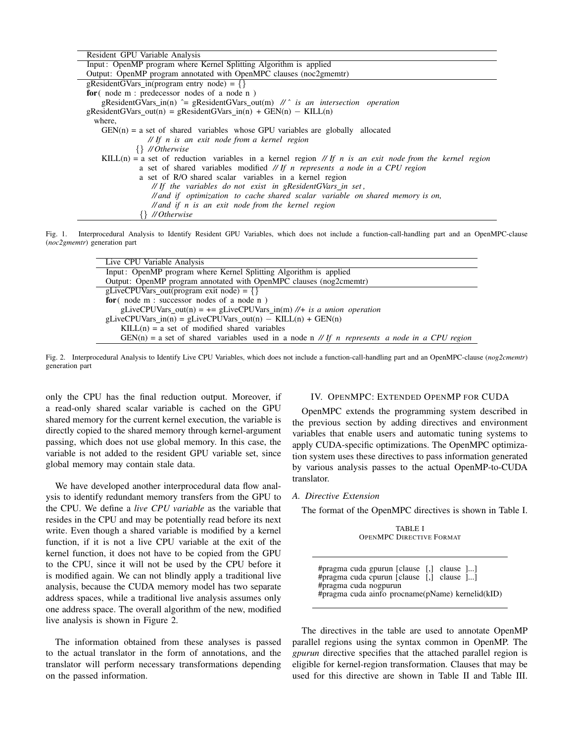```
Resident GPU Variable Analysis
Input: OpenMP program where Kernel Splitting Algorithm is applied
Output: OpenMP program annotated with OpenMPC clauses (noc2gmemtr)
gResidentGVars_in(program entry node) = {}
for( node m : predecessor nodes of a node n )
    gResidentGVars_in(n) ^= gResidentGVars_out(m)  // ^ is an intersection operation
gResidentGVars_out(n) = gResidentGVars_in(n) + GEN(n) − KILL(n)
  where,
    GEN(n) = a set of shared variables whose GPU variables are globally allocated
                // If n is an exit node from a kernel region
             {} // Otherwise
    KILL(n) = a set of reduction variables in a kernel region // If n is an exit node from the kernel region
              a set of shared variables modified // If n represents a node in a CPU region
              a set of R/O shared scalar variables in a kernel region
                  // If the variables do not exist in gResidentGVars_in set,
                  // and if optimization to cache shared scalar variable on shared memory is on,
                  // and if n is an exit node from the kernel region
              {} // Otherwise
```

Fig. 1. Interprocedural Analysis to Identify Resident GPU Variables, which does not include a function-call-handling part and an OpenMPC-clause (*noc2gmemtr*) generation part

```
Live CPU Variable Analysis
Input: OpenMP program where Kernel Splitting Algorithm is applied
Output: OpenMP program annotated with OpenMPC clauses (nog2cmemtr)
gLiveCPUVars_out(program exit node) = {}
for( node m : successor nodes of a node n )
    gLiveCPUVars_out(n) = += gLiveCPUVars_in(m) //+ is a union operation
gLiveCPUVars_in(n) = gLiveCPUVars_out(n) − KILL(n) + GEN(n)
    KILL(n) = a set of modified shared variables
    GEN(n) = a set of shared variables used in a node n // If n represents a node in a CPU region
```

Fig. 2. Interprocedural Analysis to Identify Live CPU Variables, which does not include a function-call-handling part and an OpenMPC-clause (*nog2cmemtr*) generation part

only the CPU has the final reduction output. Moreover, if a read-only shared scalar variable is cached on the GPU shared memory for the current kernel execution, the variable is directly copied to the shared memory through kernel-argument passing, which does not use global memory. In this case, the variable is not added to the resident GPU variable set, since global memory may contain stale data.

We have developed another interprocedural data flow analysis to identify redundant memory transfers from the GPU to the CPU. We define a *live CPU variable* as the variable that resides in the CPU and may be potentially read before its next write. Even though a shared variable is modified by a kernel function, if it is not a live CPU variable at the exit of the kernel function, it does not have to be copied from the GPU to the CPU, since it will not be used by the CPU before it is modified again. We can not blindly apply a traditional live analysis, because the CUDA memory model has two separate address spaces, while a traditional live analysis assumes only one address space. The overall algorithm of the new, modified live analysis is shown in Figure 2.

The information obtained from these analyses is passed to the actual translator in the form of annotations, and the translator will perform necessary transformations depending on the passed information.

## IV. OpenMPC: Extended OpenMP for CUDA

OpenMPC extends the programming system described in the previous section by adding directives and environment variables that enable users and automatic tuning systems to apply CUDA-specific optimizations. The OpenMPC optimization system uses these directives to pass information generated by various analysis passes to the actual OpenMP-to-CUDA translator.

### A. Directive Extension

The format of the OpenMPC directives is shown in Table I.

TABLE I
OpenMPC Directive Format

```
#pragma cuda gpurun [clause [,] clause ]...]
#pragma cuda cpurun [clause [,] clause ]...]
#pragma cuda nogpurun
#pragma cuda ainfo procname(pName) kernelid(kID)
```

The directives in the table are used to annotate OpenMP parallel regions using the syntax common in OpenMP. The *gpurun* directive specifies that the attached parallel region is eligible for kernel-region transformation. Clauses that may be used for this directive are shown in Table II and Table III.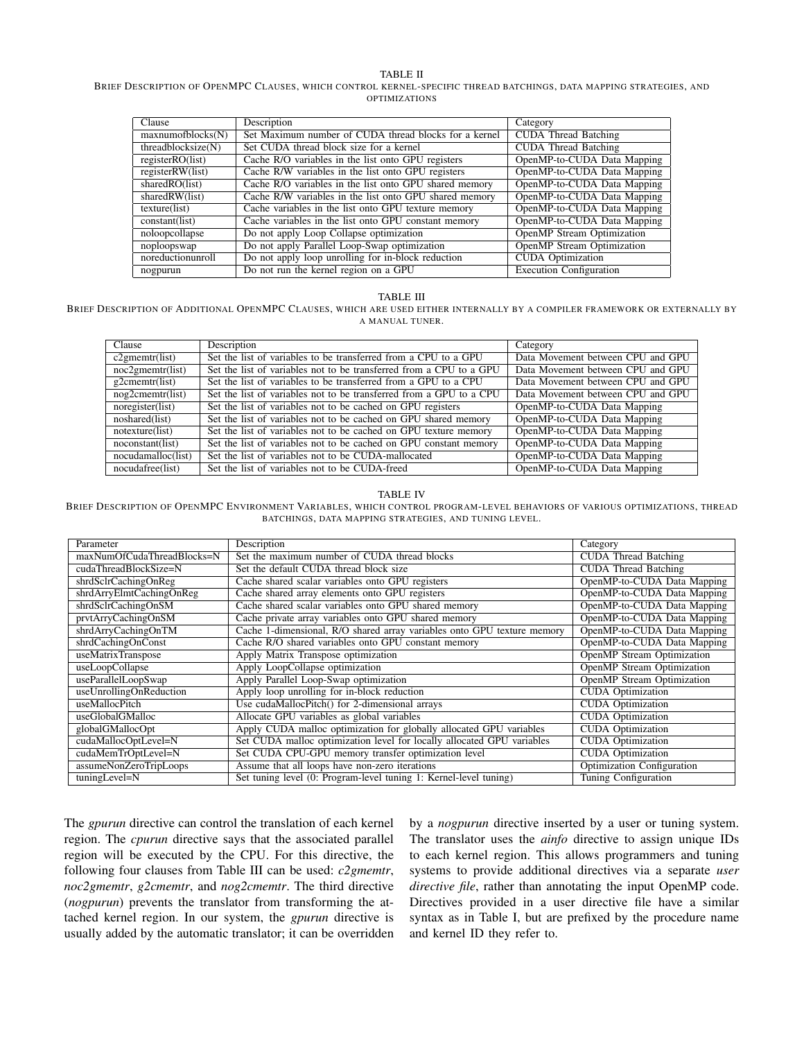TABLE II

BRIEF DESCRIPTION OF OPENMPC CLAUSES, WHICH CONTROL KERNEL-SPECIFIC THREAD BATCHINGS, DATA MAPPING STRATEGIES, AND OPTIMIZATIONS

| Clause | Description | Category |
|---|---|---|
| maxnumofblocks(N) | Set Maximum number of CUDA thread blocks for a kernel | CUDA Thread Batching |
| threadblocksize(N) | Set CUDA thread block size for a kernel | CUDA Thread Batching |
| registerRO(list) | Cache R/O variables in the list onto GPU registers | OpenMP-to-CUDA Data Mapping |
| registerRW(list) | Cache R/W variables in the list onto GPU registers | OpenMP-to-CUDA Data Mapping |
| sharedRO(list) | Cache R/O variables in the list onto GPU shared memory | OpenMP-to-CUDA Data Mapping |
| sharedRW(list) | Cache R/W variables in the list onto GPU shared memory | OpenMP-to-CUDA Data Mapping |
| texture(list) | Cache variables in the list onto GPU texture memory | OpenMP-to-CUDA Data Mapping |
| constant(list) | Cache variables in the list onto GPU constant memory | OpenMP-to-CUDA Data Mapping |
| noloopcollapse | Do not apply Loop Collapse optimization | OpenMP Stream Optimization |
| noploopswap | Do not apply Parallel Loop-Swap optimization | OpenMP Stream Optimization |
| noreductionunroll | Do not apply loop unrolling for in-block reduction | CUDA Optimization |
| nogpurun | Do not run the kernel region on a GPU | Execution Configuration |

TABLE III

BRIEF DESCRIPTION OF ADDITIONAL OPENMPC CLAUSES, WHICH ARE USED EITHER INTERNALLY BY A COMPILER FRAMEWORK OR EXTERNALLY BY A MANUAL TUNER.

| Clause | Description | Category |
|---|---|---|
| c2gmemtr(list) | Set the list of variables to be transferred from a CPU to a GPU | Data Movement between CPU and GPU |
| noc2gmemtr(list) | Set the list of variables not to be transferred from a CPU to a GPU | Data Movement between CPU and GPU |
| g2cmemtr(list) | Set the list of variables to be transferred from a GPU to a CPU | Data Movement between CPU and GPU |
| nog2cmemtr(list) | Set the list of variables not to be transferred from a GPU to a CPU | Data Movement between CPU and GPU |
| noregister(list) | Set the list of variables not to be cached on GPU registers | OpenMP-to-CUDA Data Mapping |
| noshared(list) | Set the list of variables not to be cached on GPU shared memory | OpenMP-to-CUDA Data Mapping |
| notexture(list) | Set the list of variables not to be cached on GPU texture memory | OpenMP-to-CUDA Data Mapping |
| noconstant(list) | Set the list of variables not to be cached on GPU constant memory | OpenMP-to-CUDA Data Mapping |
| nocudamalloc(list) | Set the list of variables not to be CUDA-mallocated | OpenMP-to-CUDA Data Mapping |
| nocudafree(list) | Set the list of variables not to be CUDA-freed | OpenMP-to-CUDA Data Mapping |

TABLE IV

BRIEF DESCRIPTION OF OPENMPC ENVIRONMENT VARIABLES, WHICH CONTROL PROGRAM-LEVEL BEHAVIORS OF VARIOUS OPTIMIZATIONS, THREAD BATCHINGS, DATA MAPPING STRATEGIES, AND TUNING LEVEL.

| Parameter | Description | Category |
|---|---|---|
| maxNumOfCudaThreadBlocks=N | Set the maximum number of CUDA thread blocks | CUDA Thread Batching |
| cudaThreadBlockSize=N | Set the default CUDA thread block size | CUDA Thread Batching |
| shrdSclrCachingOnReg | Cache shared scalar variables onto GPU registers | OpenMP-to-CUDA Data Mapping |
| shrdArryElmtCachingOnReg | Cache shared array elements onto GPU registers | OpenMP-to-CUDA Data Mapping |
| shrdSclrCachingOnSM | Cache shared scalar variables onto GPU shared memory | OpenMP-to-CUDA Data Mapping |
| prvtArryCachingOnSM | Cache private array variables onto GPU shared memory | OpenMP-to-CUDA Data Mapping |
| shrdArryCachingOnTM | Cache 1-dimensional, R/O shared array variables onto GPU texture memory | OpenMP-to-CUDA Data Mapping |
| shrdCachingOnConst | Cache R/O shared variables onto GPU constant memory | OpenMP-to-CUDA Data Mapping |
| useMatrixTranspose | Apply Matrix Transpose optimization | OpenMP Stream Optimization |
| useLoopCollapse | Apply LoopCollapse optimization | OpenMP Stream Optimization |
| useParallelLoopSwap | Apply Parallel Loop-Swap optimization | OpenMP Stream Optimization |
| useUnrollingOnReduction | Apply loop unrolling for in-block reduction | CUDA Optimization |
| useMallocPitch | Use cudaMallocPitch() for 2-dimensional arrays | CUDA Optimization |
| useGlobalGMalloc | Allocate GPU variables as global variables | CUDA Optimization |
| globalGMallocOpt | Apply CUDA malloc optimization for globally allocated GPU variables | CUDA Optimization |
| cudaMallocOptLevel=N | Set CUDA malloc optimization level for locally allocated GPU variables | CUDA Optimization |
| cudaMemTrOptLevel=N | Set CUDA CPU-GPU memory transfer optimization level | CUDA Optimization |
| assumeNonZeroTripLoops | Assume that all loops have non-zero iterations | Optimization Configuration |
| tuningLevel=N | Set tuning level (0: Program-level tuning 1: Kernel-level tuning) | Tuning Configuration |

The *gpurun* directive can control the translation of each kernel region. The *cpurun* directive says that the associated parallel region will be executed by the CPU. For this directive, the following four clauses from Table III can be used: *c2gmemtr*, *noc2gmemtr*, *g2cmemtr*, and *nog2cmemtr*. The third directive (*nogpurun*) prevents the translator from transforming the attached kernel region. In our system, the *gpurun* directive is usually added by the automatic translator; it can be overridden by a *nogpurun* directive inserted by a user or tuning system. The translator uses the *ainfo* directive to assign unique IDs to each kernel region. This allows programmers and tuning systems to provide additional directives via a separate *user directive file*, rather than annotating the input OpenMP code. Directives provided in a user directive file have a similar syntax as in Table I, but are prefixed by the procedure name and kernel ID they refer to.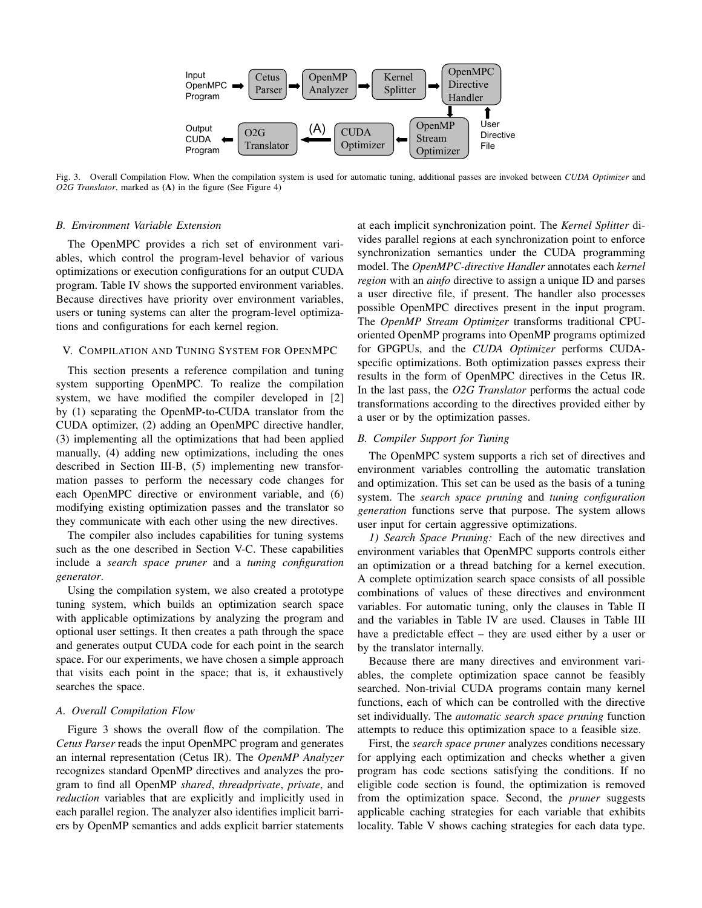Fig. 3. Overall Compilation Flow. When the compilation system is used for automatic tuning, additional passes are invoked between *CUDA Optimizer* and *O2G Translator*, marked as **(A)** in the figure (See Figure 4)

### B. Environment Variable Extension

The OpenMPC provides a rich set of environment variables, which control the program-level behavior of various optimizations or execution configurations for an output CUDA program. Table IV shows the supported environment variables. Because directives have priority over environment variables, users or tuning systems can alter the program-level optimizations and configurations for each kernel region.

## V. Compilation and Tuning System for OpenMPC

This section presents a reference compilation and tuning system supporting OpenMPC. To realize the compilation system, we have modified the compiler developed in [2] by (1) separating the OpenMP-to-CUDA translator from the CUDA optimizer, (2) adding an OpenMPC directive handler, (3) implementing all the optimizations that had been applied manually, (4) adding new optimizations, including the ones described in Section III-B, (5) implementing new transformation passes to perform the necessary code changes for each OpenMPC directive or environment variable, and (6) modifying existing optimization passes and the translator so they communicate with each other using the new directives.

The compiler also includes capabilities for tuning systems such as the one described in Section V-C. These capabilities include a *search space pruner* and a *tuning configuration generator*.

Using the compilation system, we also created a prototype tuning system, which builds an optimization search space with applicable optimizations by analyzing the program and optional user settings. It then creates a path through the space and generates output CUDA code for each point in the search space. For our experiments, we have chosen a simple approach that visits each point in the space; that is, it exhaustively searches the space.

### A. Overall Compilation Flow

Figure 3 shows the overall flow of the compilation. The *Cetus Parser* reads the input OpenMPC program and generates an internal representation (Cetus IR). The *OpenMP Analyzer* recognizes standard OpenMP directives and analyzes the program to find all OpenMP *shared*, *threadprivate*, *private*, and *reduction* variables that are explicitly and implicitly used in each parallel region. The analyzer also identifies implicit barriers by OpenMP semantics and adds explicit barrier statements at each implicit synchronization point. The *Kernel Splitter* divides parallel regions at each synchronization point to enforce synchronization semantics under the CUDA programming model. The *OpenMPC-directive Handler* annotates each *kernel region* with an *ainfo* directive to assign a unique ID and parses a user directive file, if present. The handler also processes possible OpenMPC directives present in the input program. The *OpenMP Stream Optimizer* transforms traditional CPU-oriented OpenMP programs into OpenMP programs optimized for GPGPUs, and the *CUDA Optimizer* performs CUDA-specific optimizations. Both optimization passes express their results in the form of OpenMPC directives in the Cetus IR. In the last pass, the *O2G Translator* performs the actual code transformations according to the directives provided either by a user or by the optimization passes.

### B. Compiler Support for Tuning

The OpenMPC system supports a rich set of directives and environment variables controlling the automatic translation and optimization. This set can be used as the basis of a tuning system. The *search space pruning* and *tuning configuration generation* functions serve that purpose. The system allows user input for certain aggressive optimizations.

*1) Search Space Pruning:* Each of the new directives and environment variables that OpenMPC supports controls either an optimization or a thread batching for a kernel execution. A complete optimization search space consists of all possible combinations of values of these directives and environment variables. For automatic tuning, only the clauses in Table II and the variables in Table IV are used. Clauses in Table III have a predictable effect – they are used either by a user or by the translator internally.

Because there are many directives and environment variables, the complete optimization space cannot be feasibly searched. Non-trivial CUDA programs contain many kernel functions, each of which can be controlled with the directive set individually. The *automatic search space pruning* function attempts to reduce this optimization space to a feasible size.

First, the *search space pruner* analyzes conditions necessary for applying each optimization and checks whether a given program has code sections satisfying the conditions. If no eligible code section is found, the optimization is removed from the optimization space. Second, the *pruner* suggests applicable caching strategies for each variable that exhibits locality. Table V shows caching strategies for each data type.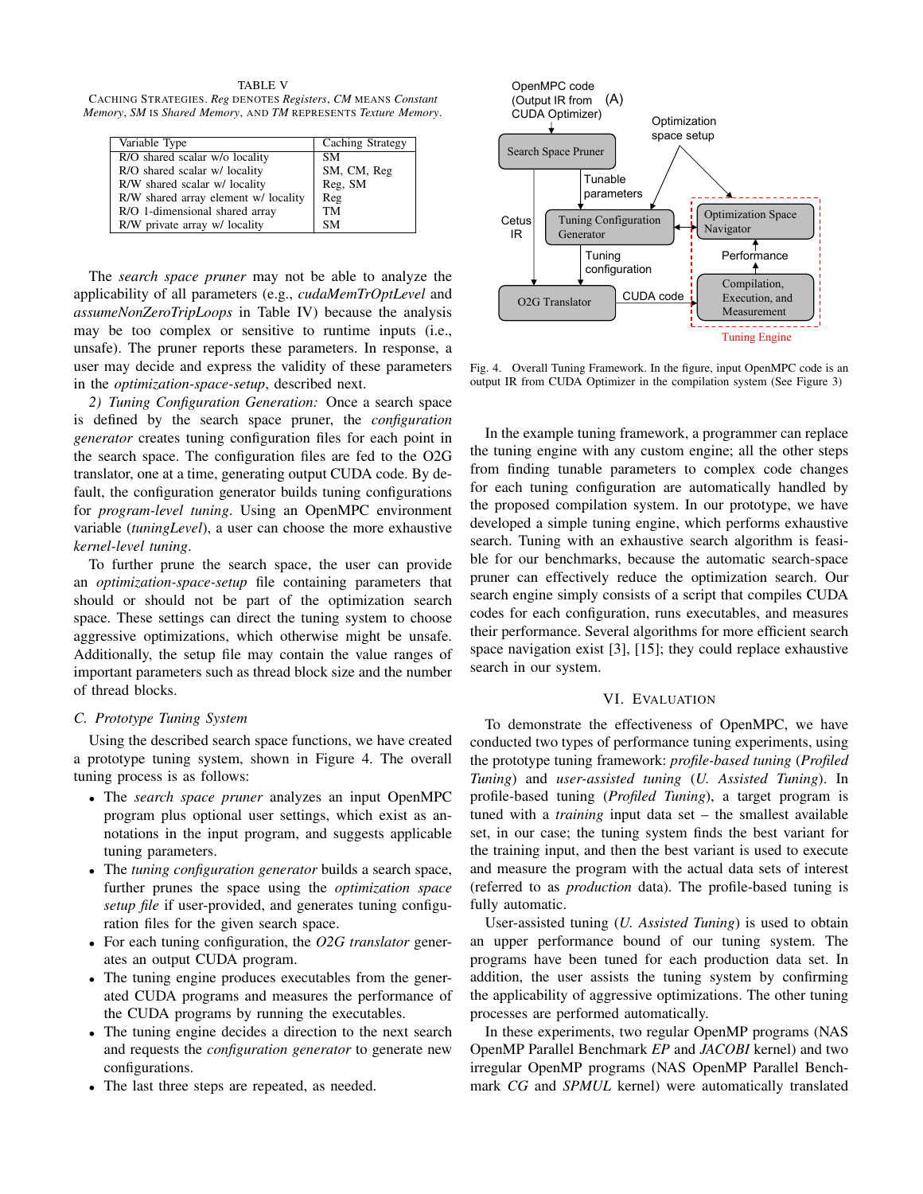TABLE V

CACHING STRATEGIES. *Reg* DENOTES *Registers*, *CM* MEANS *Constant Memory*, *SM* IS *Shared Memory*, AND *TM* REPRESENTS *Texture Memory*.

| Variable Type | Caching Strategy |
|---|---|
| R/O shared scalar w/o locality | SM |
| R/O shared scalar w/ locality | SM, CM, Reg |
| R/W shared scalar w/ locality | Reg, SM |
| R/W shared array element w/ locality | Reg |
| R/O 1-dimensional shared array | TM |
| R/W private array w/ locality | SM |

The *search space pruner* may not be able to analyze the applicability of all parameters (e.g., *cudaMemTrOptLevel* and *assumeNonZeroTripLoops* in Table IV) because the analysis may be too complex or sensitive to runtime inputs (i.e., unsafe). The pruner reports these parameters. In response, a user may decide and express the validity of these parameters in the *optimization-space-setup*, described next.

*2) Tuning Configuration Generation:* Once a search space is defined by the search space pruner, the *configuration generator* creates tuning configuration files for each point in the search space. The configuration files are fed to the O2G translator, one at a time, generating output CUDA code. By default, the configuration generator builds tuning configurations for *program-level tuning*. Using an OpenMPC environment variable (*tuningLevel*), a user can choose the more exhaustive *kernel-level tuning*.

To further prune the search space, the user can provide an *optimization-space-setup* file containing parameters that should or should not be part of the optimization search space. These settings can direct the tuning system to choose aggressive optimizations, which otherwise might be unsafe. Additionally, the setup file may contain the value ranges of important parameters such as thread block size and the number of thread blocks.

### C. Prototype Tuning System

Using the described search space functions, we have created a prototype tuning system, shown in Figure 4. The overall tuning process is as follows:

- The *search space pruner* analyzes an input OpenMPC program plus optional user settings, which exist as annotations in the input program, and suggests applicable tuning parameters.
- The *tuning configuration generator* builds a search space, further prunes the space using the *optimization space setup file* if user-provided, and generates tuning configuration files for the given search space.
- For each tuning configuration, the *O2G translator* generates an output CUDA program.
- The tuning engine produces executables from the generated CUDA programs and measures the performance of the CUDA programs by running the executables.
- The tuning engine decides a direction to the next search and requests the *configuration generator* to generate new configurations.
- The last three steps are repeated, as needed.

Fig. 4. Overall Tuning Framework. In the figure, input OpenMPC code is an output IR from CUDA Optimizer in the compilation system (See Figure 3)

In the example tuning framework, a programmer can replace the tuning engine with any custom engine; all the other steps from finding tunable parameters to complex code changes for each tuning configuration are automatically handled by the proposed compilation system. In our prototype, we have developed a simple tuning engine, which performs exhaustive search. Tuning with an exhaustive search algorithm is feasible for our benchmarks, because the automatic search-space pruner can effectively reduce the optimization search. Our search engine simply consists of a script that compiles CUDA codes for each configuration, runs executables, and measures their performance. Several algorithms for more efficient search space navigation exist [3], [15]; they could replace exhaustive search in our system.

## VI. EVALUATION

To demonstrate the effectiveness of OpenMPC, we have conducted two types of performance tuning experiments, using the prototype tuning framework: *profile-based tuning* (*Profiled Tuning*) and *user-assisted tuning* (*U. Assisted Tuning*). In profile-based tuning (*Profiled Tuning*), a target program is tuned with a *training* input data set – the smallest available set, in our case; the tuning system finds the best variant for the training input, and then the best variant is used to execute and measure the program with the actual data sets of interest (referred to as *production* data). The profile-based tuning is fully automatic.

User-assisted tuning (*U. Assisted Tuning*) is used to obtain an upper performance bound of our tuning system. The programs have been tuned for each production data set. In addition, the user assists the tuning system by confirming the applicability of aggressive optimizations. The other tuning processes are performed automatically.

In these experiments, two regular OpenMP programs (NAS OpenMP Parallel Benchmark *EP* and *JACOBI* kernel) and two irregular OpenMP programs (NAS OpenMP Parallel Benchmark *CG* and *SPMUL* kernel) were automatically translated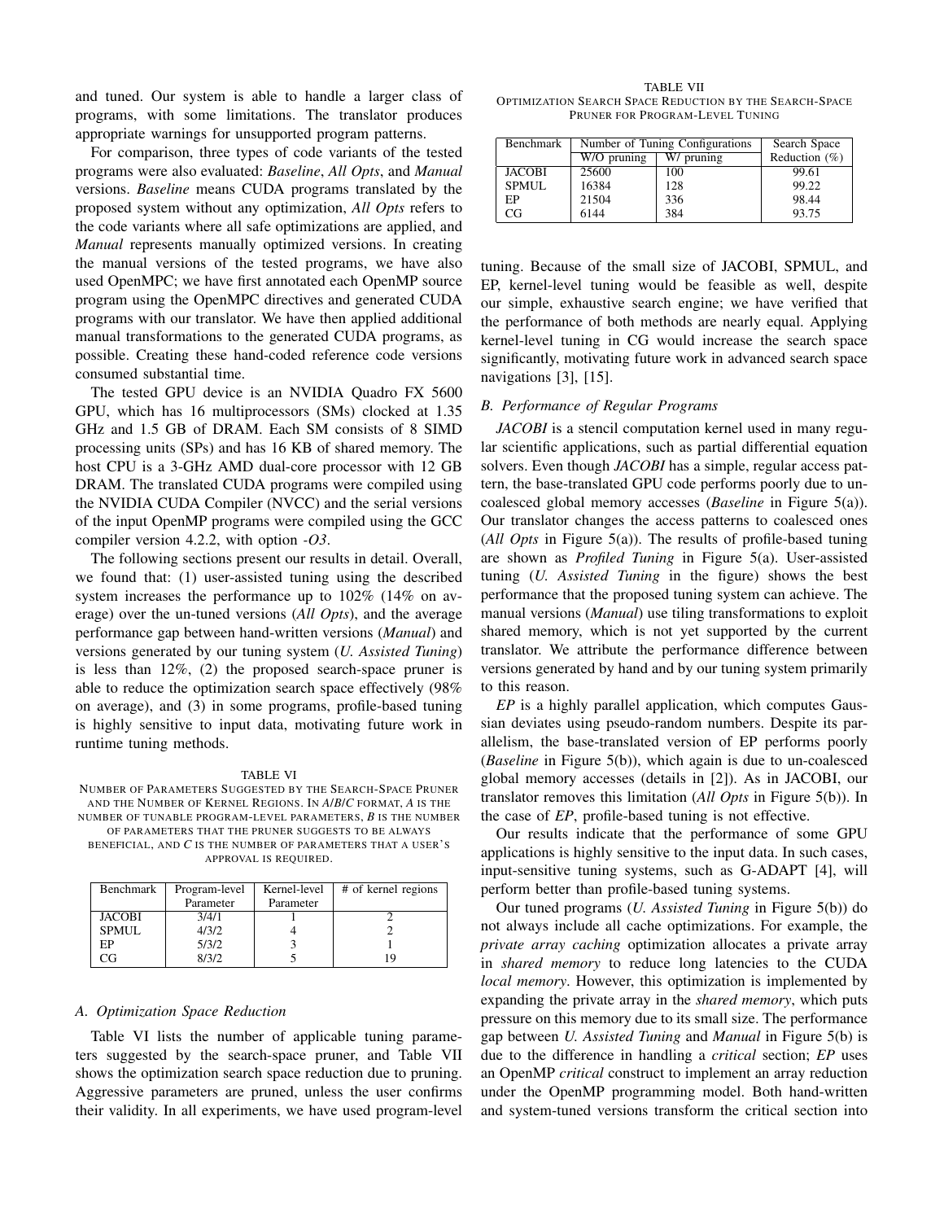and tuned. Our system is able to handle a larger class of programs, with some limitations. The translator produces appropriate warnings for unsupported program patterns.

For comparison, three types of code variants of the tested programs were also evaluated: *Baseline*, *All Opts*, and *Manual* versions. *Baseline* means CUDA programs translated by the proposed system without any optimization, *All Opts* refers to the code variants where all safe optimizations are applied, and *Manual* represents manually optimized versions. In creating the manual versions of the tested programs, we have also used OpenMPC; we have first annotated each OpenMP source program using the OpenMPC directives and generated CUDA programs with our translator. We have then applied additional manual transformations to the generated CUDA programs, as possible. Creating these hand-coded reference code versions consumed substantial time.

The tested GPU device is an NVIDIA Quadro FX 5600 GPU, which has 16 multiprocessors (SMs) clocked at 1.35 GHz and 1.5 GB of DRAM. Each SM consists of 8 SIMD processing units (SPs) and has 16 KB of shared memory. The host CPU is a 3-GHz AMD dual-core processor with 12 GB DRAM. The translated CUDA programs were compiled using the NVIDIA CUDA Compiler (NVCC) and the serial versions of the input OpenMP programs were compiled using the GCC compiler version 4.2.2, with option *-O3*.

The following sections present our results in detail. Overall, we found that: (1) user-assisted tuning using the described system increases the performance up to 102% (14% on average) over the un-tuned versions (*All Opts*), and the average performance gap between hand-written versions (*Manual*) and versions generated by our tuning system (*U. Assisted Tuning*) is less than 12%, (2) the proposed search-space pruner is able to reduce the optimization search space effectively (98% on average), and (3) in some programs, profile-based tuning is highly sensitive to input data, motivating future work in runtime tuning methods.

TABLE VI
NUMBER OF PARAMETERS SUGGESTED BY THE SEARCH-SPACE PRUNER AND THE NUMBER OF KERNEL REGIONS. IN *A*/*B*/*C* FORMAT, *A* IS THE NUMBER OF TUNABLE PROGRAM-LEVEL PARAMETERS, *B* IS THE NUMBER OF PARAMETERS THAT THE PRUNER SUGGESTS TO BE ALWAYS BENEFICIAL, AND *C* IS THE NUMBER OF PARAMETERS THAT A USER'S APPROVAL IS REQUIRED.

| Benchmark | Program-level Parameter | Kernel-level Parameter | # of kernel regions |
|---|---|---|---|
| JACOBI | 3/4/1 | 1 | 2 |
| SPMUL | 4/3/2 | 4 | 2 |
| EP | 5/3/2 | 3 | 1 |
| CG | 8/3/2 | 5 | 19 |

### A. Optimization Space Reduction

Table VI lists the number of applicable tuning parameters suggested by the search-space pruner, and Table VII shows the optimization search space reduction due to pruning. Aggressive parameters are pruned, unless the user confirms their validity. In all experiments, we have used program-level tuning. Because of the small size of JACOBI, SPMUL, and EP, kernel-level tuning would be feasible as well, despite our simple, exhaustive search engine; we have verified that the performance of both methods are nearly equal. Applying kernel-level tuning in CG would increase the search space significantly, motivating future work in advanced search space navigations [3], [15].

TABLE VII
OPTIMIZATION SEARCH SPACE REDUCTION BY THE SEARCH-SPACE PRUNER FOR PROGRAM-LEVEL TUNING

| Benchmark | Number of Tuning Configurations | | Search Space |
|---|---|---|---|
| | W/O pruning | W/ pruning | Reduction (%) |
| JACOBI | 25600 | 100 | 99.61 |
| SPMUL | 16384 | 128 | 99.22 |
| EP | 21504 | 336 | 98.44 |
| CG | 6144 | 384 | 93.75 |

### B. Performance of Regular Programs

*JACOBI* is a stencil computation kernel used in many regular scientific applications, such as partial differential equation solvers. Even though *JACOBI* has a simple, regular access pattern, the base-translated GPU code performs poorly due to uncoalesced global memory accesses (*Baseline* in Figure 5(a)). Our translator changes the access patterns to coalesced ones (*All Opts* in Figure 5(a)). The results of profile-based tuning are shown as *Profiled Tuning* in Figure 5(a). User-assisted tuning (*U. Assisted Tuning* in the figure) shows the best performance that the proposed tuning system can achieve. The manual versions (*Manual*) use tiling transformations to exploit shared memory, which is not yet supported by the current translator. We attribute the performance difference between versions generated by hand and by our tuning system primarily to this reason.

*EP* is a highly parallel application, which computes Gaussian deviates using pseudo-random numbers. Despite its parallelism, the base-translated version of EP performs poorly (*Baseline* in Figure 5(b)), which again is due to un-coalesced global memory accesses (details in [2]). As in JACOBI, our translator removes this limitation (*All Opts* in Figure 5(b)). In the case of *EP*, profile-based tuning is not effective.

Our results indicate that the performance of some GPU applications is highly sensitive to the input data. In such cases, input-sensitive tuning systems, such as G-ADAPT [4], will perform better than profile-based tuning systems.

Our tuned programs (*U. Assisted Tuning* in Figure 5(b)) do not always include all cache optimizations. For example, the *private array caching* optimization allocates a private array in *shared memory* to reduce long latencies to the CUDA *local memory*. However, this optimization is implemented by expanding the private array in the *shared memory*, which puts pressure on this memory due to its small size. The performance gap between *U. Assisted Tuning* and *Manual* in Figure 5(b) is due to the difference in handling a *critical* section; *EP* uses an OpenMP *critical* construct to implement an array reduction under the OpenMP programming model. Both hand-written and system-tuned versions transform the critical section into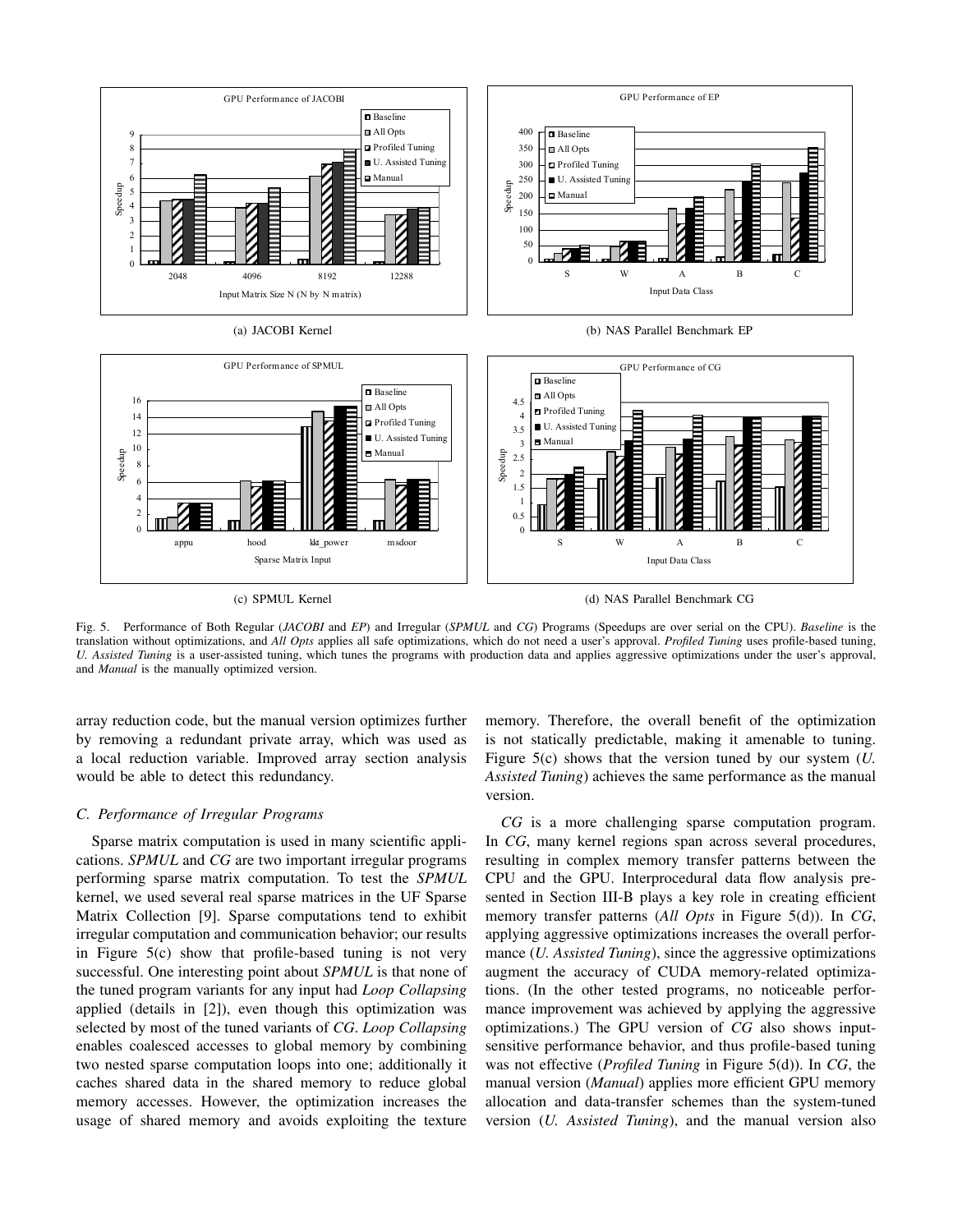(a) JACOBI Kernel

(b) NAS Parallel Benchmark EP

(c) SPMUL Kernel

(d) NAS Parallel Benchmark CG

Fig. 5. Performance of Both Regular (*JACOBI* and *EP*) and Irregular (*SPMUL* and *CG*) Programs (Speedups are over serial on the CPU). *Baseline* is the translation without optimizations, and *All Opts* applies all safe optimizations, which do not need a user's approval. *Profiled Tuning* uses profile-based tuning, *U. Assisted Tuning* is a user-assisted tuning, which tunes the programs with production data and applies aggressive optimizations under the user's approval, and *Manual* is the manually optimized version.

array reduction code, but the manual version optimizes further by removing a redundant private array, which was used as a local reduction variable. Improved array section analysis would be able to detect this redundancy.

### C. Performance of Irregular Programs

Sparse matrix computation is used in many scientific applications. *SPMUL* and *CG* are two important irregular programs performing sparse matrix computation. To test the *SPMUL* kernel, we used several real sparse matrices in the UF Sparse Matrix Collection [9]. Sparse computations tend to exhibit irregular computation and communication behavior; our results in Figure 5(c) show that profile-based tuning is not very successful. One interesting point about *SPMUL* is that none of the tuned program variants for any input had *Loop Collapsing* applied (details in [2]), even though this optimization was selected by most of the tuned variants of *CG*. *Loop Collapsing* enables coalesced accesses to global memory by combining two nested sparse computation loops into one; additionally it caches shared data in the shared memory to reduce global memory accesses. However, the optimization increases the usage of shared memory and avoids exploiting the texture memory. Therefore, the overall benefit of the optimization is not statically predictable, making it amenable to tuning. Figure 5(c) shows that the version tuned by our system (*U. Assisted Tuning*) achieves the same performance as the manual version.

*CG* is a more challenging sparse computation program. In *CG*, many kernel regions span across several procedures, resulting in complex memory transfer patterns between the CPU and the GPU. Interprocedural data flow analysis presented in Section III-B plays a key role in creating efficient memory transfer patterns (*All Opts* in Figure 5(d)). In *CG*, applying aggressive optimizations increases the overall performance (*U. Assisted Tuning*), since the aggressive optimizations augment the accuracy of CUDA memory-related optimizations. (In the other tested programs, no noticeable performance improvement was achieved by applying the aggressive optimizations.) The GPU version of *CG* also shows input-sensitive performance behavior, and thus profile-based tuning was not effective (*Profiled Tuning* in Figure 5(d)). In *CG*, the manual version (*Manual*) applies more efficient GPU memory allocation and data-transfer schemes than the system-tuned version (*U. Assisted Tuning*), and the manual version also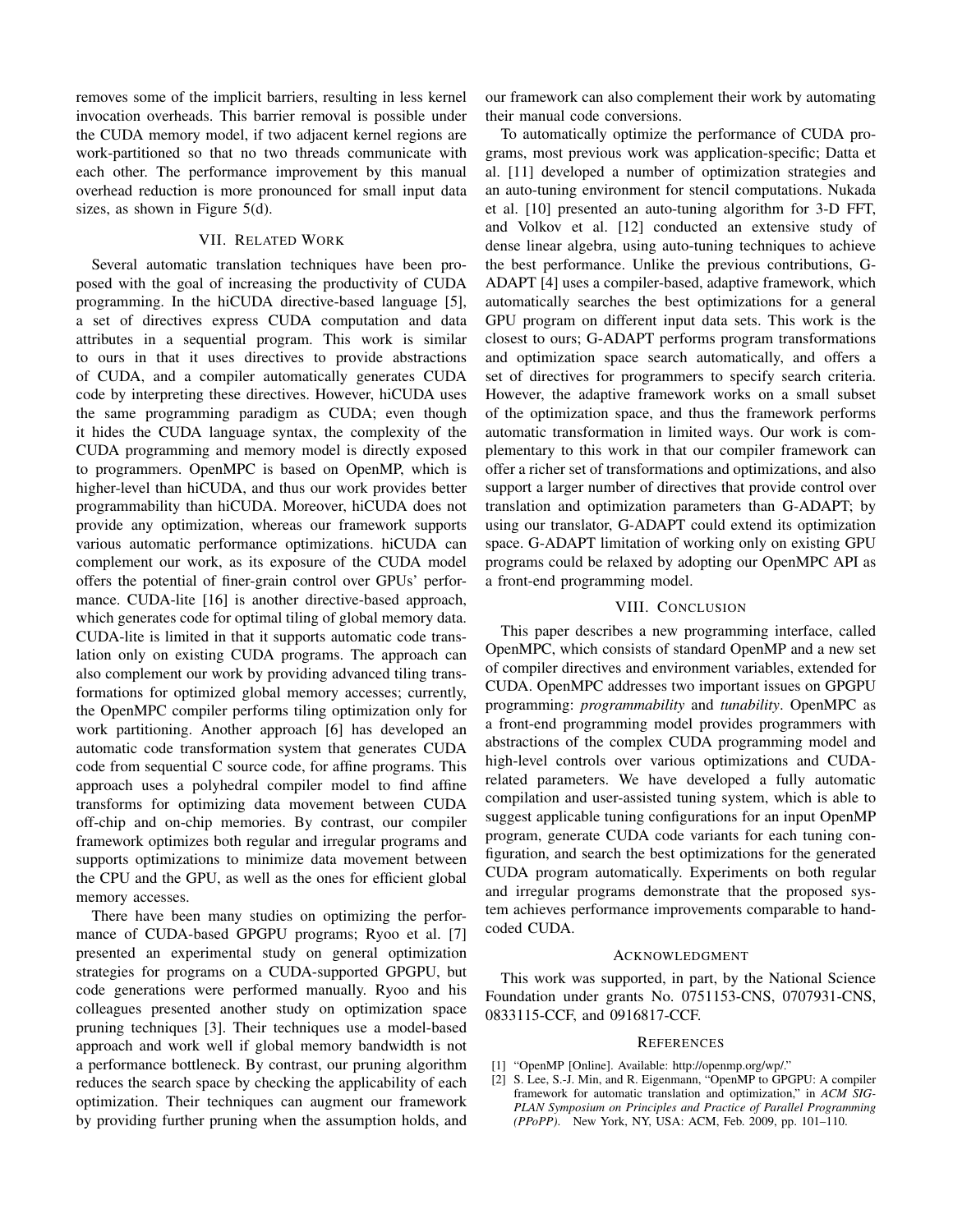removes some of the implicit barriers, resulting in less kernel invocation overheads. This barrier removal is possible under the CUDA memory model, if two adjacent kernel regions are work-partitioned so that no two threads communicate with each other. The performance improvement by this manual overhead reduction is more pronounced for small input data sizes, as shown in Figure 5(d).

## VII. Related Work

Several automatic translation techniques have been proposed with the goal of increasing the productivity of CUDA programming. In the hiCUDA directive-based language [5], a set of directives express CUDA computation and data attributes in a sequential program. This work is similar to ours in that it uses directives to provide abstractions of CUDA, and a compiler automatically generates CUDA code by interpreting these directives. However, hiCUDA uses the same programming paradigm as CUDA; even though it hides the CUDA language syntax, the complexity of the CUDA programming and memory model is directly exposed to programmers. OpenMPC is based on OpenMP, which is higher-level than hiCUDA, and thus our work provides better programmability than hiCUDA. Moreover, hiCUDA does not provide any optimization, whereas our framework supports various automatic performance optimizations. hiCUDA can complement our work, as its exposure of the CUDA model offers the potential of finer-grain control over GPUs' performance. CUDA-lite [16] is another directive-based approach, which generates code for optimal tiling of global memory data. CUDA-lite is limited in that it supports automatic code translation only on existing CUDA programs. The approach can also complement our work by providing advanced tiling transformations for optimized global memory accesses; currently, the OpenMPC compiler performs tiling optimization only for work partitioning. Another approach [6] has developed an automatic code transformation system that generates CUDA code from sequential C source code, for affine programs. This approach uses a polyhedral compiler model to find affine transforms for optimizing data movement between CUDA off-chip and on-chip memories. By contrast, our compiler framework optimizes both regular and irregular programs and supports optimizations to minimize data movement between the CPU and the GPU, as well as the ones for efficient global memory accesses.

There have been many studies on optimizing the performance of CUDA-based GPGPU programs; Ryoo et al. [7] presented an experimental study on general optimization strategies for programs on a CUDA-supported GPGPU, but code generations were performed manually. Ryoo and his colleagues presented another study on optimization space pruning techniques [3]. Their techniques use a model-based approach and work well if global memory bandwidth is not a performance bottleneck. By contrast, our pruning algorithm reduces the search space by checking the applicability of each optimization. Their techniques can augment our framework by providing further pruning when the assumption holds, and our framework can also complement their work by automating their manual code conversions.

To automatically optimize the performance of CUDA programs, most previous work was application-specific; Datta et al. [11] developed a number of optimization strategies and an auto-tuning environment for stencil computations. Nukada et al. [10] presented an auto-tuning algorithm for 3-D FFT, and Volkov et al. [12] conducted an extensive study of dense linear algebra, using auto-tuning techniques to achieve the best performance. Unlike the previous contributions, G-ADAPT [4] uses a compiler-based, adaptive framework, which automatically searches the best optimizations for a general GPU program on different input data sets. This work is the closest to ours; G-ADAPT performs program transformations and optimization space search automatically, and offers a set of directives for programmers to specify search criteria. However, the adaptive framework works on a small subset of the optimization space, and thus the framework performs automatic transformation in limited ways. Our work is complementary to this work in that our compiler framework can offer a richer set of transformations and optimizations, and also support a larger number of directives that provide control over translation and optimization parameters than G-ADAPT; by using our translator, G-ADAPT could extend its optimization space. G-ADAPT limitation of working only on existing GPU programs could be relaxed by adopting our OpenMPC API as a front-end programming model.

## VIII. Conclusion

This paper describes a new programming interface, called OpenMPC, which consists of standard OpenMP and a new set of compiler directives and environment variables, extended for CUDA. OpenMPC addresses two important issues on GPGPU programming: *programmability* and *tunability*. OpenMPC as a front-end programming model provides programmers with abstractions of the complex CUDA programming model and high-level controls over various optimizations and CUDA-related parameters. We have developed a fully automatic compilation and user-assisted tuning system, which is able to suggest applicable tuning configurations for an input OpenMP program, generate CUDA code variants for each tuning configuration, and search the best optimizations for the generated CUDA program automatically. Experiments on both regular and irregular programs demonstrate that the proposed system achieves performance improvements comparable to hand-coded CUDA.

## Acknowledgment

This work was supported, in part, by the National Science Foundation under grants No. 0751153-CNS, 0707931-CNS, 0833115-CCF, and 0916817-CCF.

## References

[1] "OpenMP [Online]. Available: http://openmp.org/wp/."

[2] S. Lee, S.-J. Min, and R. Eigenmann, "OpenMP to GPGPU: A compiler framework for automatic translation and optimization," in *ACM SIGPLAN Symposium on Principles and Practice of Parallel Programming (PPoPP)*. New York, NY, USA: ACM, Feb. 2009, pp. 101–110.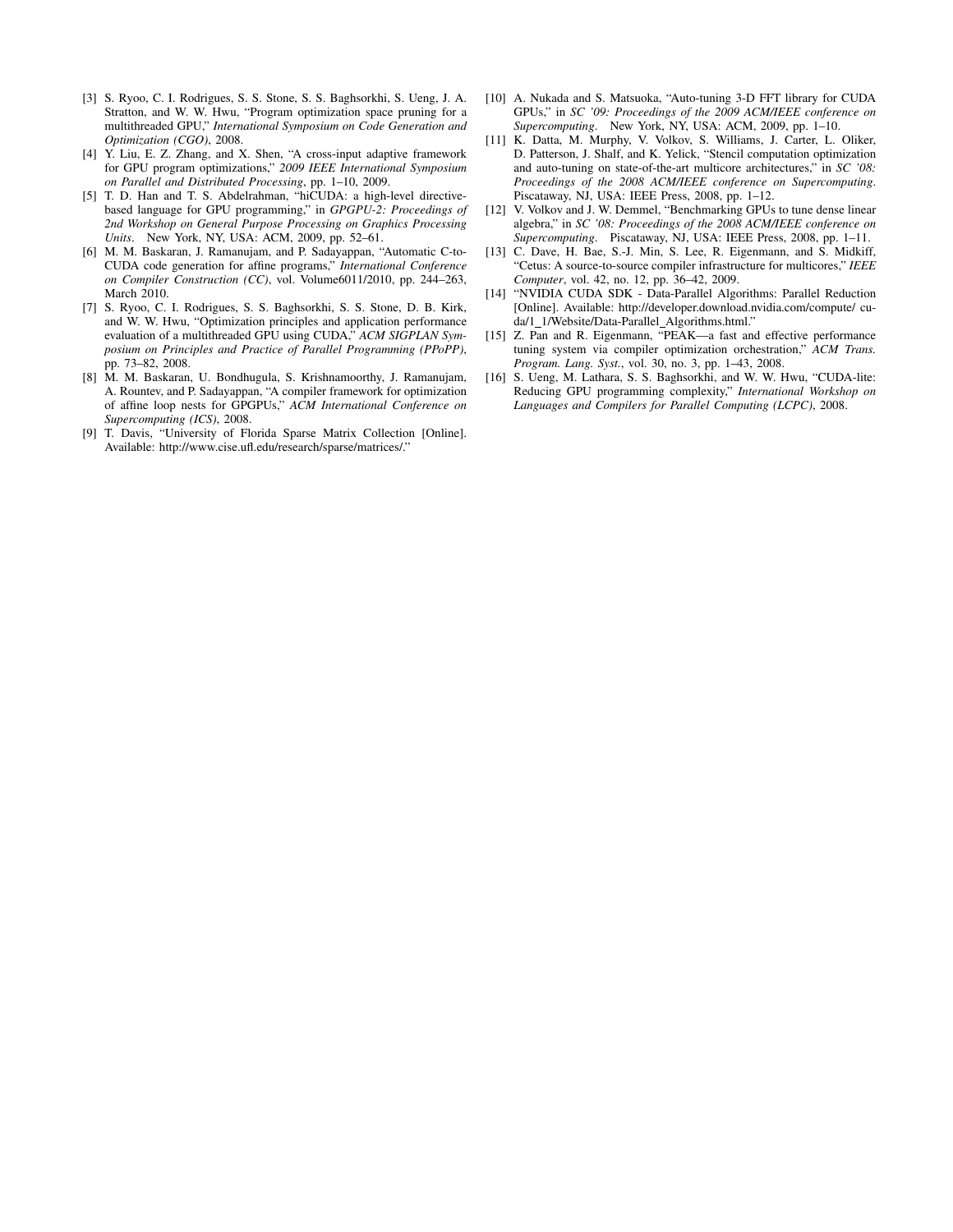[3] S. Ryoo, C. I. Rodrigues, S. S. Stone, S. S. Baghsorkhi, S. Ueng, J. A. Stratton, and W. W. Hwu, "Program optimization space pruning for a multithreaded GPU," *International Symposium on Code Generation and Optimization (CGO)*, 2008.

[4] Y. Liu, E. Z. Zhang, and X. Shen, "A cross-input adaptive framework for GPU program optimizations," *2009 IEEE International Symposium on Parallel and Distributed Processing*, pp. 1–10, 2009.

[5] T. D. Han and T. S. Abdelrahman, "hiCUDA: a high-level directive-based language for GPU programming," in *GPGPU-2: Proceedings of 2nd Workshop on General Purpose Processing on Graphics Processing Units*. New York, NY, USA: ACM, 2009, pp. 52–61.

[6] M. M. Baskaran, J. Ramanujam, and P. Sadayappan, "Automatic C-to-CUDA code generation for affine programs," *International Conference on Compiler Construction (CC)*, vol. Volume6011/2010, pp. 244–263, March 2010.

[7] S. Ryoo, C. I. Rodrigues, S. S. Baghsorkhi, S. S. Stone, D. B. Kirk, and W. W. Hwu, "Optimization principles and application performance evaluation of a multithreaded GPU using CUDA," *ACM SIGPLAN Symposium on Principles and Practice of Parallel Programming (PPoPP)*, pp. 73–82, 2008.

[8] M. M. Baskaran, U. Bondhugula, S. Krishnamoorthy, J. Ramanujam, A. Rountev, and P. Sadayappan, "A compiler framework for optimization of affine loop nests for GPGPUs," *ACM International Conference on Supercomputing (ICS)*, 2008.

[9] T. Davis, "University of Florida Sparse Matrix Collection [Online]. Available: http://www.cise.ufl.edu/research/sparse/matrices/."

[10] A. Nukada and S. Matsuoka, "Auto-tuning 3-D FFT library for CUDA GPUs," in *SC '09: Proceedings of the 2009 ACM/IEEE conference on Supercomputing*. New York, NY, USA: ACM, 2009, pp. 1–10.

[11] K. Datta, M. Murphy, V. Volkov, S. Williams, J. Carter, L. Oliker, D. Patterson, J. Shalf, and K. Yelick, "Stencil computation optimization and auto-tuning on state-of-the-art multicore architectures," in *SC '08: Proceedings of the 2008 ACM/IEEE conference on Supercomputing*. Piscataway, NJ, USA: IEEE Press, 2008, pp. 1–12.

[12] V. Volkov and J. W. Demmel, "Benchmarking GPUs to tune dense linear algebra," in *SC '08: Proceedings of the 2008 ACM/IEEE conference on Supercomputing*. Piscataway, NJ, USA: IEEE Press, 2008, pp. 1–11.

[13] C. Dave, H. Bae, S.-J. Min, S. Lee, R. Eigenmann, and S. Midkiff, "Cetus: A source-to-source compiler infrastructure for multicores," *IEEE Computer*, vol. 42, no. 12, pp. 36–42, 2009.

[14] "NVIDIA CUDA SDK - Data-Parallel Algorithms: Parallel Reduction [Online]. Available: http://developer.download.nvidia.com/compute/ cuda/1_1/Website/Data-Parallel_Algorithms.html."

[15] Z. Pan and R. Eigenmann, "PEAK—a fast and effective performance tuning system via compiler optimization orchestration," *ACM Trans. Program. Lang. Syst.*, vol. 30, no. 3, pp. 1–43, 2008.

[16] S. Ueng, M. Lathara, S. S. Baghsorkhi, and W. W. Hwu, "CUDA-lite: Reducing GPU programming complexity," *International Workshop on Languages and Compilers for Parallel Computing (LCPC)*, 2008.